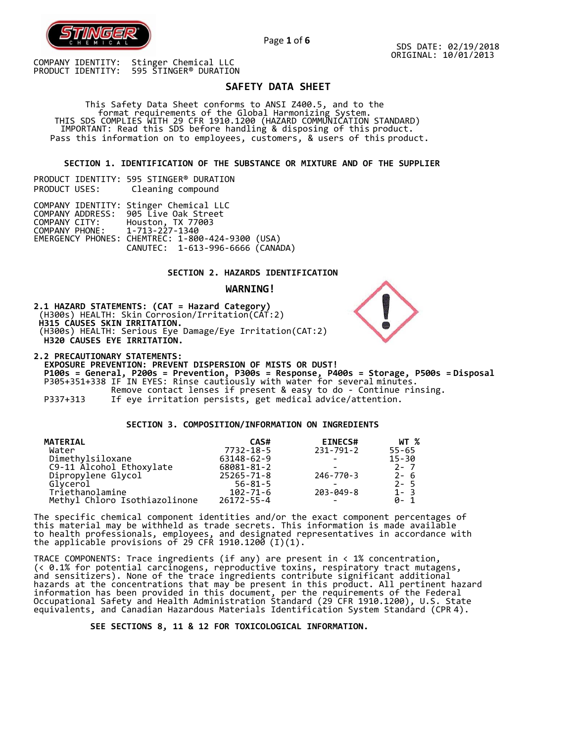SDS DATE: 02/19/2018
ORIGINAL: 10/01/2013

COMPANY IDENTITY: Stinger Chemical LLC
PRODUCT IDENTITY: 595 STINGER® DURATION

# SAFETY DATA SHEET

This Safety Data Sheet conforms to ANSI Z400.5, and to the format requirements of the Global Harmonizing System.
THIS SDS COMPLIES WITH 29 CFR 1910.1200 (HAZARD COMMUNICATION STANDARD)
IMPORTANT: Read this SDS before handling & disposing of this product.
Pass this information on to employees, customers, & users of this product.

## SECTION 1. IDENTIFICATION OF THE SUBSTANCE OR MIXTURE AND OF THE SUPPLIER

PRODUCT IDENTITY: 595 STINGER® DURATION
PRODUCT USES: Cleaning compound

COMPANY IDENTITY: Stinger Chemical LLC
COMPANY ADDRESS: 905 Live Oak Street
COMPANY CITY: Houston, TX 77003
COMPANY PHONE: 1-713-227-1340
EMERGENCY PHONES: CHEMTREC: 1-800-424-9300 (USA)
CANUTEC: 1-613-996-6666 (CANADA)

## SECTION 2. HAZARDS IDENTIFICATION

**WARNING!**

**2.1 HAZARD STATEMENTS: (CAT = Hazard Category)**
(H300s) HEALTH: Skin Corrosion/Irritation(CAT:2)
**H315 CAUSES SKIN IRRITATION.**
(H300s) HEALTH: Serious Eye Damage/Eye Irritation(CAT:2)
**H320 CAUSES EYE IRRITATION.**

**2.2 PRECAUTIONARY STATEMENTS:**
**EXPOSURE PREVENTION: PREVENT DISPERSION OF MISTS OR DUST!**
**P100s = General, P200s = Prevention, P300s = Response, P400s = Storage, P500s = Disposal**
P305+351+338 IF IN EYES: Rinse cautiously with water for several minutes. Remove contact lenses if present & easy to do - Continue rinsing.
P337+313 If eye irritation persists, get medical advice/attention.

## SECTION 3. COMPOSITION/INFORMATION ON INGREDIENTS

| MATERIAL | CAS# | EINECS# | WT % |
|---|---|---|---|
| Water | 7732-18-5 | 231-791-2 | 55-65 |
| Dimethylsiloxane | 63148-62-9 | - | 15-30 |
| C9-11 Alcohol Ethoxylate | 68081-81-2 | - | 2- 7 |
| Dipropylene Glycol | 25265-71-8 | 246-770-3 | 2- 6 |
| Glycerol | 56-81-5 | - | 2- 5 |
| Triethanolamine | 102-71-6 | 203-049-8 | 1- 3 |
| Methyl Chloro Isothiazolinone | 26172-55-4 | - | 0- 1 |

The specific chemical component identities and/or the exact component percentages of this material may be withheld as trade secrets. This information is made available to health professionals, employees, and designated representatives in accordance with the applicable provisions of 29 CFR 1910.1200 (I)(1).

TRACE COMPONENTS: Trace ingredients (if any) are present in < 1% concentration, (< 0.1% for potential carcinogens, reproductive toxins, respiratory tract mutagens, and sensitizers). None of the trace ingredients contribute significant additional hazards at the concentrations that may be present in this product. All pertinent hazard information has been provided in this document, per the requirements of the Federal Occupational Safety and Health Administration Standard (29 CFR 1910.1200), U.S. State equivalents, and Canadian Hazardous Materials Identification System Standard (CPR 4).

**SEE SECTIONS 8, 11 & 12 FOR TOXICOLOGICAL INFORMATION.**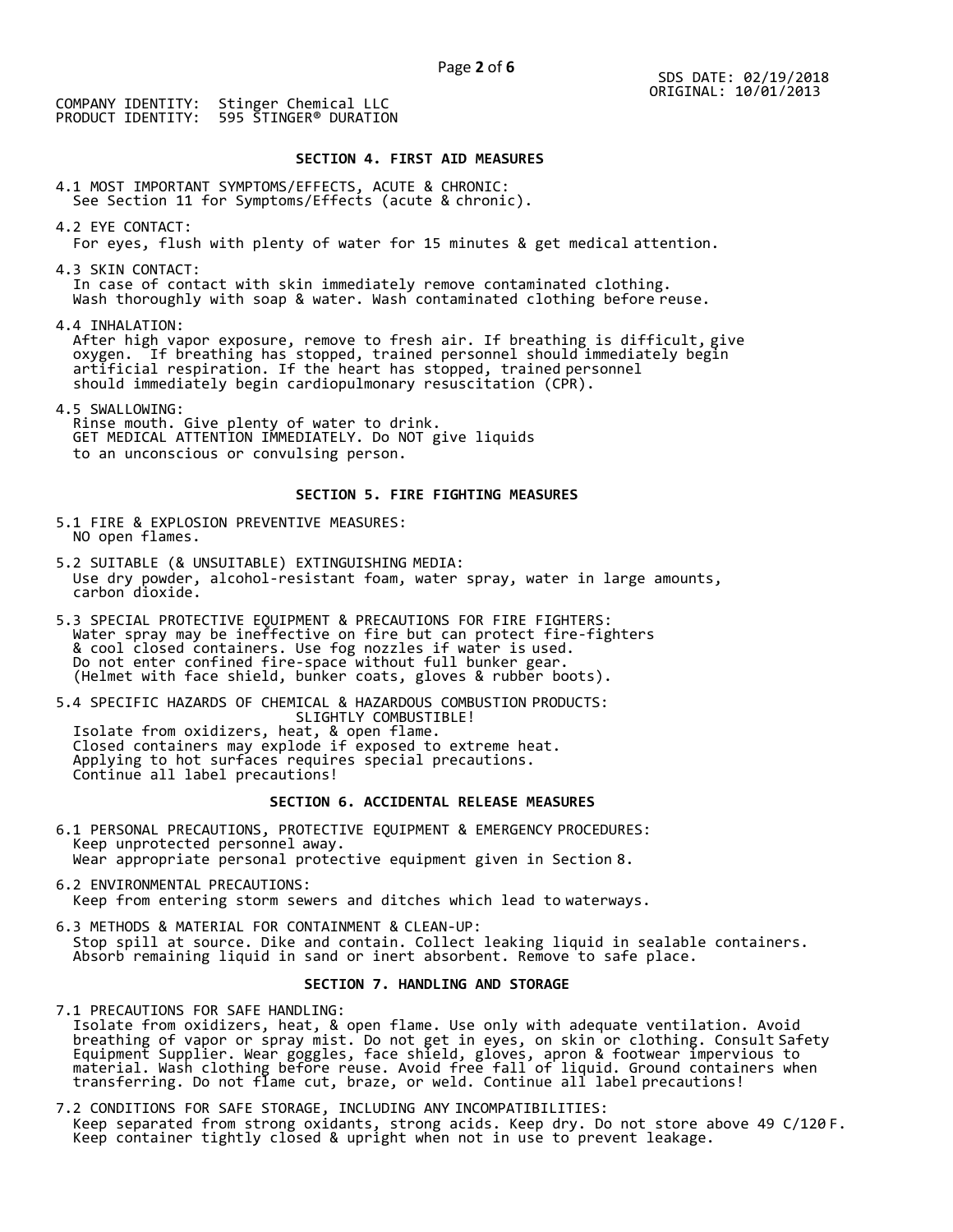COMPANY IDENTITY: Stinger Chemical LLC
PRODUCT IDENTITY: 595 STINGER® DURATION

SDS DATE: 02/19/2018
ORIGINAL: 10/01/2013

## SECTION 4. FIRST AID MEASURES

4.1 MOST IMPORTANT SYMPTOMS/EFFECTS, ACUTE & CHRONIC:
See Section 11 for Symptoms/Effects (acute & chronic).

4.2 EYE CONTACT:
For eyes, flush with plenty of water for 15 minutes & get medical attention.

4.3 SKIN CONTACT:
In case of contact with skin immediately remove contaminated clothing.
Wash thoroughly with soap & water. Wash contaminated clothing before reuse.

4.4 INHALATION:
After high vapor exposure, remove to fresh air. If breathing is difficult, give oxygen. If breathing has stopped, trained personnel should immediately begin artificial respiration. If the heart has stopped, trained personnel should immediately begin cardiopulmonary resuscitation (CPR).

4.5 SWALLOWING:
Rinse mouth. Give plenty of water to drink.
GET MEDICAL ATTENTION IMMEDIATELY. Do NOT give liquids to an unconscious or convulsing person.

## SECTION 5. FIRE FIGHTING MEASURES

5.1 FIRE & EXPLOSION PREVENTIVE MEASURES:
NO open flames.

5.2 SUITABLE (& UNSUITABLE) EXTINGUISHING MEDIA:
Use dry powder, alcohol-resistant foam, water spray, water in large amounts, carbon dioxide.

5.3 SPECIAL PROTECTIVE EQUIPMENT & PRECAUTIONS FOR FIRE FIGHTERS:
Water spray may be ineffective on fire but can protect fire-fighters & cool closed containers. Use fog nozzles if water is used.
Do not enter confined fire-space without full bunker gear.
(Helmet with face shield, bunker coats, gloves & rubber boots).

5.4 SPECIFIC HAZARDS OF CHEMICAL & HAZARDOUS COMBUSTION PRODUCTS:
SLIGHTLY COMBUSTIBLE!
Isolate from oxidizers, heat, & open flame.
Closed containers may explode if exposed to extreme heat.
Applying to hot surfaces requires special precautions.
Continue all label precautions!

## SECTION 6. ACCIDENTAL RELEASE MEASURES

6.1 PERSONAL PRECAUTIONS, PROTECTIVE EQUIPMENT & EMERGENCY PROCEDURES:
Keep unprotected personnel away.
Wear appropriate personal protective equipment given in Section 8.

6.2 ENVIRONMENTAL PRECAUTIONS:
Keep from entering storm sewers and ditches which lead to waterways.

6.3 METHODS & MATERIAL FOR CONTAINMENT & CLEAN-UP:
Stop spill at source. Dike and contain. Collect leaking liquid in sealable containers.
Absorb remaining liquid in sand or inert absorbent. Remove to safe place.

## SECTION 7. HANDLING AND STORAGE

7.1 PRECAUTIONS FOR SAFE HANDLING:
Isolate from oxidizers, heat, & open flame. Use only with adequate ventilation. Avoid breathing of vapor or spray mist. Do not get in eyes, on skin or clothing. Consult Safety Equipment Supplier. Wear goggles, face shield, gloves, apron & footwear impervious to material. Wash clothing before reuse. Avoid free fall of liquid. Ground containers when transferring. Do not flame cut, braze, or weld. Continue all label precautions!

7.2 CONDITIONS FOR SAFE STORAGE, INCLUDING ANY INCOMPATIBILITIES:
Keep separated from strong oxidants, strong acids. Keep dry. Do not store above 49 C/120 F.
Keep container tightly closed & upright when not in use to prevent leakage.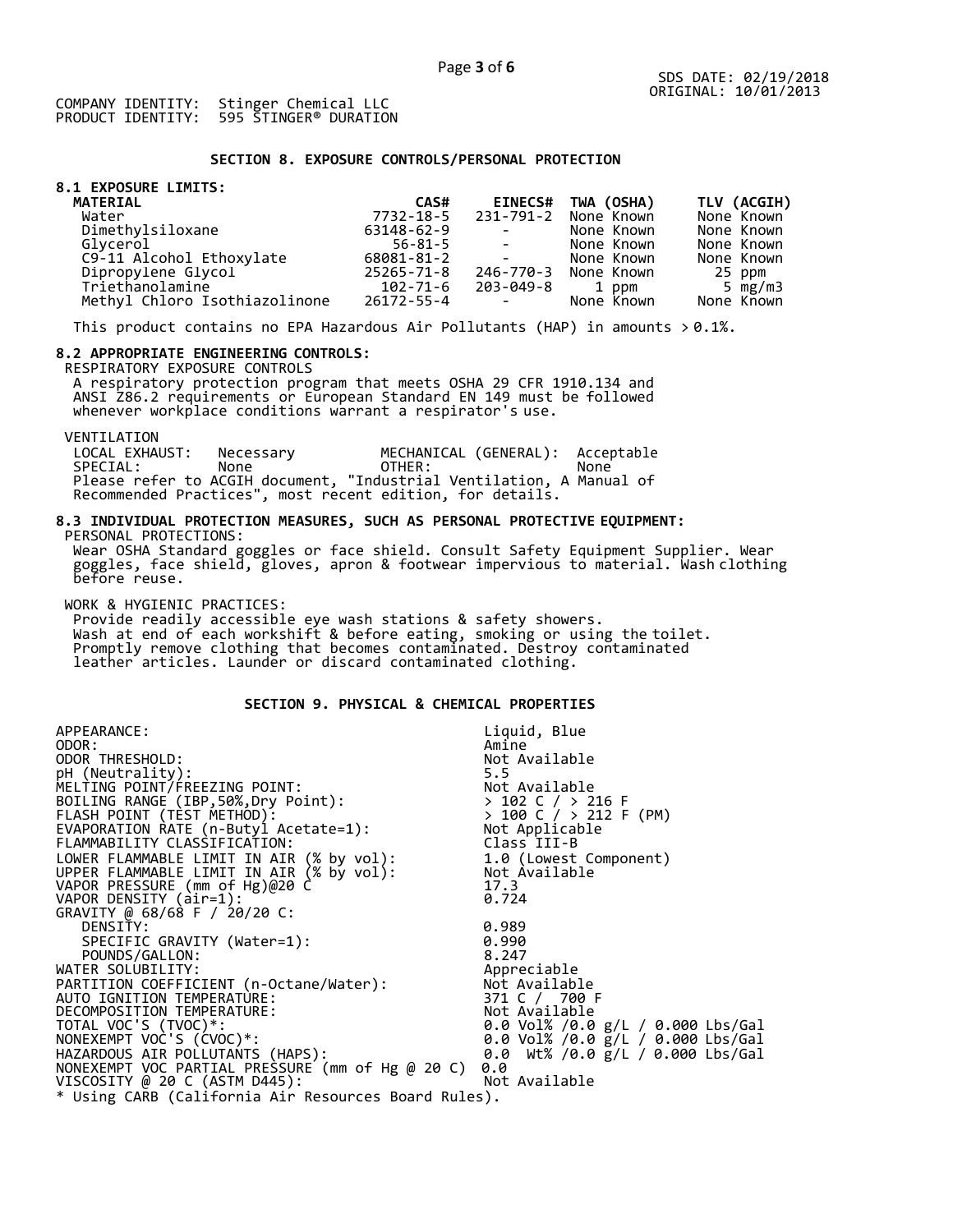SDS DATE: 02/19/2018
ORIGINAL: 10/01/2013

COMPANY IDENTITY: Stinger Chemical LLC
PRODUCT IDENTITY: 595 STINGER® DURATION

## SECTION 8. EXPOSURE CONTROLS/PERSONAL PROTECTION

### 8.1 EXPOSURE LIMITS:

| MATERIAL | CAS# | EINECS# | TWA (OSHA) | TLV (ACGIH) |
|---|---|---|---|---|
| Water | 7732-18-5 | 231-791-2 | None Known | None Known |
| Dimethylsiloxane | 63148-62-9 | - | None Known | None Known |
| Glycerol | 56-81-5 | - | None Known | None Known |
| C9-11 Alcohol Ethoxylate | 68081-81-2 | - | None Known | None Known |
| Dipropylene Glycol | 25265-71-8 | 246-770-3 | None Known | 25 ppm |
| Triethanolamine | 102-71-6 | 203-049-8 | 1 ppm | 5 mg/m3 |
| Methyl Chloro Isothiazolinone | 26172-55-4 | - | None Known | None Known |

This product contains no EPA Hazardous Air Pollutants (HAP) in amounts > 0.1%.

### 8.2 APPROPRIATE ENGINEERING CONTROLS:

RESPIRATORY EXPOSURE CONTROLS

A respiratory protection program that meets OSHA 29 CFR 1910.134 and ANSI Z86.2 requirements or European Standard EN 149 must be followed whenever workplace conditions warrant a respirator's use.

VENTILATION

LOCAL EXHAUST: Necessary MECHANICAL (GENERAL): Acceptable
SPECIAL: None OTHER: None

Please refer to ACGIH document, "Industrial Ventilation, A Manual of Recommended Practices", most recent edition, for details.

### 8.3 INDIVIDUAL PROTECTION MEASURES, SUCH AS PERSONAL PROTECTIVE EQUIPMENT:

PERSONAL PROTECTIONS:

Wear OSHA Standard goggles or face shield. Consult Safety Equipment Supplier. Wear goggles, face shield, gloves, apron & footwear impervious to material. Wash clothing before reuse.

WORK & HYGIENIC PRACTICES:

Provide readily accessible eye wash stations & safety showers.
Wash at end of each workshift & before eating, smoking or using the toilet.
Promptly remove clothing that becomes contaminated. Destroy contaminated leather articles. Launder or discard contaminated clothing.

## SECTION 9. PHYSICAL & CHEMICAL PROPERTIES

| | |
|---|---|
| APPEARANCE: | Liquid, Blue |
| ODOR: | Amine |
| ODOR THRESHOLD: | Not Available |
| pH (Neutrality): | 5.5 |
| MELTING POINT/FREEZING POINT: | Not Available |
| BOILING RANGE (IBP,50%,Dry Point): | > 102 C / > 216 F |
| FLASH POINT (TEST METHOD): | > 100 C / > 212 F (PM) |
| EVAPORATION RATE (n-Butyl Acetate=1): | Not Applicable |
| FLAMMABILITY CLASSIFICATION: | Class III-B |
| LOWER FLAMMABLE LIMIT IN AIR (% by vol): | 1.0 (Lowest Component) |
| UPPER FLAMMABLE LIMIT IN AIR (% by vol): | Not Available |
| VAPOR PRESSURE (mm of Hg)@20 C | 17.3 |
| VAPOR DENSITY (air=1): | 0.724 |
| GRAVITY @ 68/68 F / 20/20 C: | |
| DENSITY: | 0.989 |
| SPECIFIC GRAVITY (Water=1): | 0.990 |
| POUNDS/GALLON: | 8.247 |
| WATER SOLUBILITY: | Appreciable |
| PARTITION COEFFICIENT (n-Octane/Water): | Not Available |
| AUTO IGNITION TEMPERATURE: | 371 C / 700 F |
| DECOMPOSITION TEMPERATURE: | Not Available |
| TOTAL VOC'S (TVOC)*: | 0.0 Vol% /0.0 g/L / 0.000 Lbs/Gal |
| NONEXEMPT VOC'S (CVOC)*: | 0.0 Vol% /0.0 g/L / 0.000 Lbs/Gal |
| HAZARDOUS AIR POLLUTANTS (HAPS): | 0.0 Wt% /0.0 g/L / 0.000 Lbs/Gal |
| NONEXEMPT VOC PARTIAL PRESSURE (mm of Hg @ 20 C) | 0.0 |
| VISCOSITY @ 20 C (ASTM D445): | Not Available |

* Using CARB (California Air Resources Board Rules).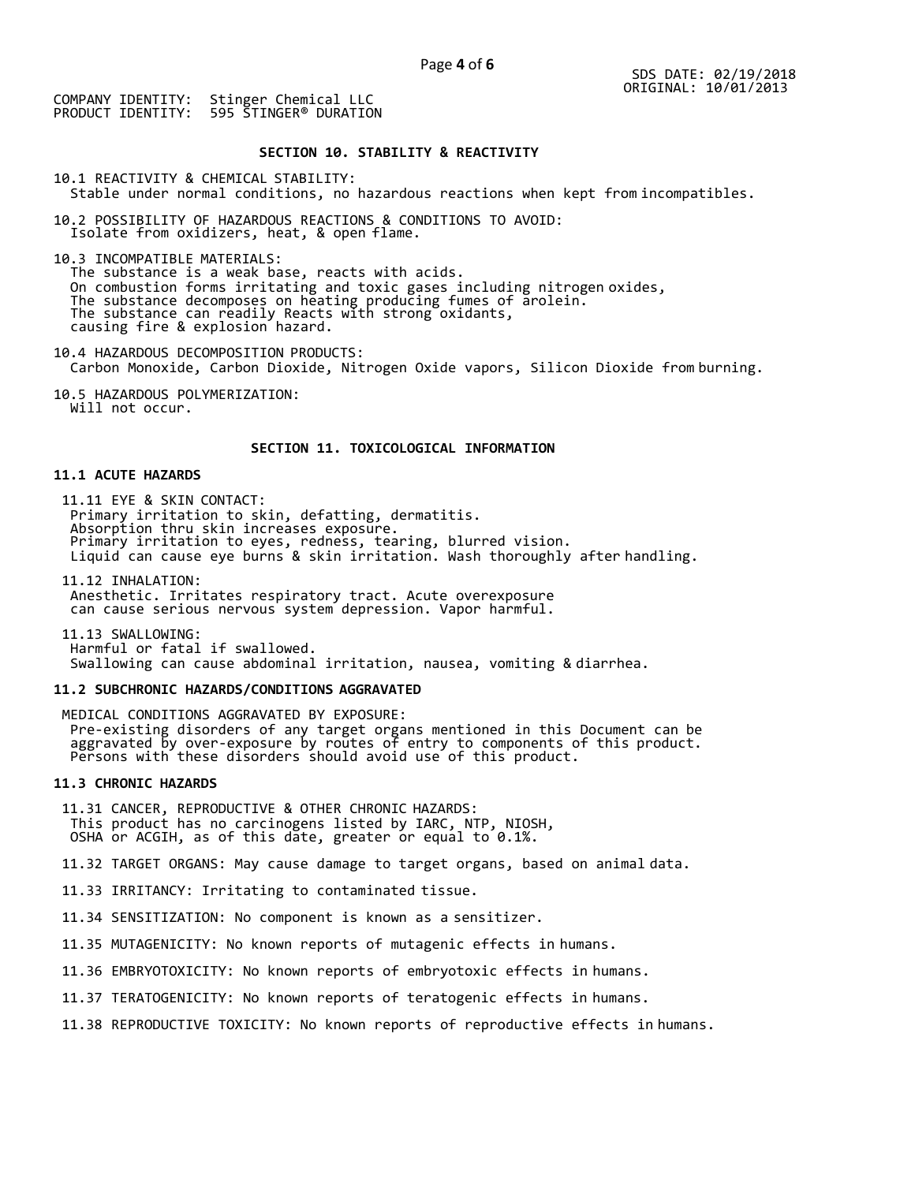SDS DATE: 02/19/2018
ORIGINAL: 10/01/2013

COMPANY IDENTITY: Stinger Chemical LLC
PRODUCT IDENTITY: 595 STINGER® DURATION

## SECTION 10. STABILITY & REACTIVITY

10.1 REACTIVITY & CHEMICAL STABILITY:
Stable under normal conditions, no hazardous reactions when kept from incompatibles.

10.2 POSSIBILITY OF HAZARDOUS REACTIONS & CONDITIONS TO AVOID:
Isolate from oxidizers, heat, & open flame.

10.3 INCOMPATIBLE MATERIALS:
The substance is a weak base, reacts with acids.
On combustion forms irritating and toxic gases including nitrogen oxides,
The substance decomposes on heating producing fumes of arolein.
The substance can readily Reacts with strong oxidants,
causing fire & explosion hazard.

10.4 HAZARDOUS DECOMPOSITION PRODUCTS:
Carbon Monoxide, Carbon Dioxide, Nitrogen Oxide vapors, Silicon Dioxide from burning.

10.5 HAZARDOUS POLYMERIZATION:
Will not occur.

## SECTION 11. TOXICOLOGICAL INFORMATION

### 11.1 ACUTE HAZARDS

11.11 EYE & SKIN CONTACT:
Primary irritation to skin, defatting, dermatitis.
Absorption thru skin increases exposure.
Primary irritation to eyes, redness, tearing, blurred vision.
Liquid can cause eye burns & skin irritation. Wash thoroughly after handling.

11.12 INHALATION:
Anesthetic. Irritates respiratory tract. Acute overexposure
can cause serious nervous system depression. Vapor harmful.

11.13 SWALLOWING:
Harmful or fatal if swallowed.
Swallowing can cause abdominal irritation, nausea, vomiting & diarrhea.

### 11.2 SUBCHRONIC HAZARDS/CONDITIONS AGGRAVATED

MEDICAL CONDITIONS AGGRAVATED BY EXPOSURE:
Pre-existing disorders of any target organs mentioned in this Document can be
aggravated by over-exposure by routes of entry to components of this product.
Persons with these disorders should avoid use of this product.

### 11.3 CHRONIC HAZARDS

11.31 CANCER, REPRODUCTIVE & OTHER CHRONIC HAZARDS:
This product has no carcinogens listed by IARC, NTP, NIOSH,
OSHA or ACGIH, as of this date, greater or equal to 0.1%.

11.32 TARGET ORGANS: May cause damage to target organs, based on animal data.

11.33 IRRITANCY: Irritating to contaminated tissue.

11.34 SENSITIZATION: No component is known as a sensitizer.

11.35 MUTAGENICITY: No known reports of mutagenic effects in humans.

11.36 EMBRYOTOXICITY: No known reports of embryotoxic effects in humans.

11.37 TERATOGENICITY: No known reports of teratogenic effects in humans.

11.38 REPRODUCTIVE TOXICITY: No known reports of reproductive effects in humans.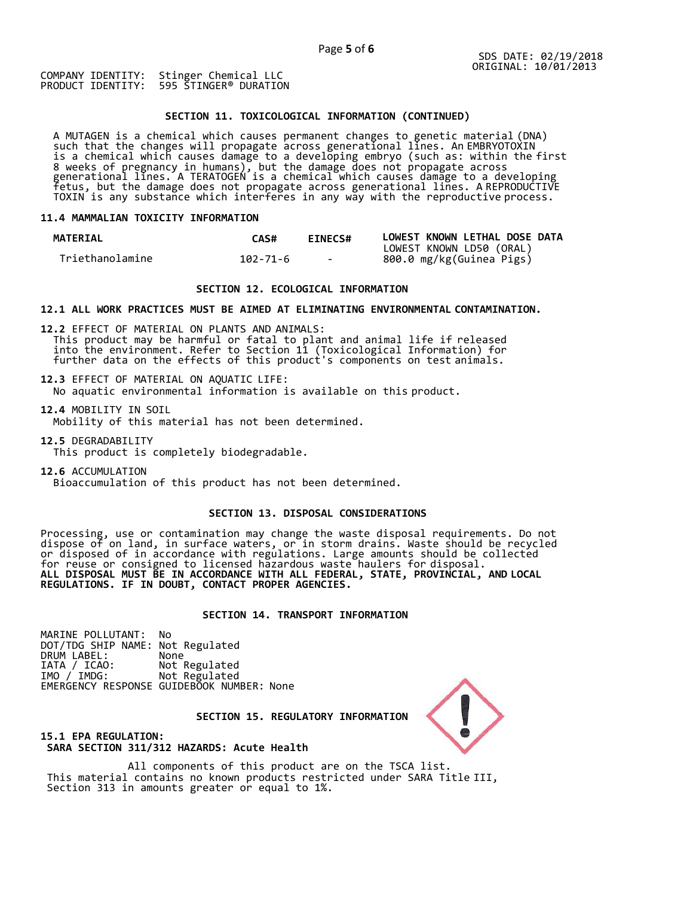SDS DATE: 02/19/2018
ORIGINAL: 10/01/2013

COMPANY IDENTITY: Stinger Chemical LLC
PRODUCT IDENTITY: 595 STINGER® DURATION

## SECTION 11. TOXICOLOGICAL INFORMATION (CONTINUED)

A MUTAGEN is a chemical which causes permanent changes to genetic material (DNA) such that the changes will propagate across generational lines. An EMBRYOTOXIN is a chemical which causes damage to a developing embryo (such as: within the first 8 weeks of pregnancy in humans), but the damage does not propagate across generational lines. A TERATOGEN is a chemical which causes damage to a developing fetus, but the damage does not propagate across generational lines. A REPRODUCTIVE TOXIN is any substance which interferes in any way with the reproductive process.

### 11.4 MAMMALIAN TOXICITY INFORMATION

| MATERIAL | CAS# | EINECS# | LOWEST KNOWN LETHAL DOSE DATA LOWEST KNOWN LD50 (ORAL) |
|---|---|---|---|
| Triethanolamine | 102-71-6 | - | 800.0 mg/kg(Guinea Pigs) |

## SECTION 12. ECOLOGICAL INFORMATION

**12.1 ALL WORK PRACTICES MUST BE AIMED AT ELIMINATING ENVIRONMENTAL CONTAMINATION.**

**12.2** EFFECT OF MATERIAL ON PLANTS AND ANIMALS:
This product may be harmful or fatal to plant and animal life if released into the environment. Refer to Section 11 (Toxicological Information) for further data on the effects of this product's components on test animals.

**12.3** EFFECT OF MATERIAL ON AQUATIC LIFE:
No aquatic environmental information is available on this product.

**12.4** MOBILITY IN SOIL
Mobility of this material has not been determined.

**12.5** DEGRADABILITY
This product is completely biodegradable.

**12.6** ACCUMULATION
Bioaccumulation of this product has not been determined.

## SECTION 13. DISPOSAL CONSIDERATIONS

Processing, use or contamination may change the waste disposal requirements. Do not dispose of on land, in surface waters, or in storm drains. Waste should be recycled or disposed of in accordance with regulations. Large amounts should be collected for reuse or consigned to licensed hazardous waste haulers for disposal.
**ALL DISPOSAL MUST BE IN ACCORDANCE WITH ALL FEDERAL, STATE, PROVINCIAL, AND LOCAL REGULATIONS. IF IN DOUBT, CONTACT PROPER AGENCIES.**

## SECTION 14. TRANSPORT INFORMATION

MARINE POLLUTANT: No
DOT/TDG SHIP NAME: Not Regulated
DRUM LABEL: None
IATA / ICAO: Not Regulated
IMO / IMDG: Not Regulated
EMERGENCY RESPONSE GUIDEBOOK NUMBER: None

## SECTION 15. REGULATORY INFORMATION

**15.1 EPA REGULATION:**
**SARA SECTION 311/312 HAZARDS: Acute Health**

All components of this product are on the TSCA list.
This material contains no known products restricted under SARA Title III, Section 313 in amounts greater or equal to 1%.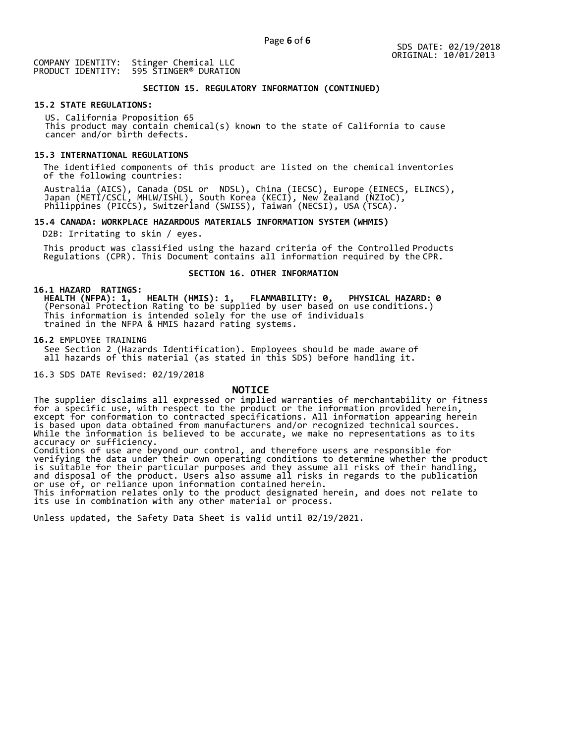COMPANY IDENTITY: Stinger Chemical LLC
PRODUCT IDENTITY: 595 STINGER® DURATION

SDS DATE: 02/19/2018
ORIGINAL: 10/01/2013

## SECTION 15. REGULATORY INFORMATION (CONTINUED)

**15.2 STATE REGULATIONS:**

US. California Proposition 65
This product may contain chemical(s) known to the state of California to cause cancer and/or birth defects.

**15.3 INTERNATIONAL REGULATIONS**

The identified components of this product are listed on the chemical inventories of the following countries:

Australia (AICS), Canada (DSL or NDSL), China (IECSC), Europe (EINECS, ELINCS), Japan (METI/CSCL, MHLW/ISHL), South Korea (KECI), New Zealand (NZIoC), Philippines (PICCS), Switzerland (SWISS), Taiwan (NECSI), USA (TSCA).

**15.4 CANADA: WORKPLACE HAZARDOUS MATERIALS INFORMATION SYSTEM (WHMIS)**

D2B: Irritating to skin / eyes.

This product was classified using the hazard criteria of the Controlled Products Regulations (CPR). This Document contains all information required by the CPR.

## SECTION 16. OTHER INFORMATION

**16.1 HAZARD RATINGS:**
**HEALTH (NFPA): 1, HEALTH (HMIS): 1, FLAMMABILITY: 0, PHYSICAL HAZARD: 0**
(Personal Protection Rating to be supplied by user based on use conditions.)
This information is intended solely for the use of individuals trained in the NFPA & HMIS hazard rating systems.

**16.2** EMPLOYEE TRAINING
See Section 2 (Hazards Identification). Employees should be made aware of all hazards of this material (as stated in this SDS) before handling it.

16.3 SDS DATE Revised: 02/19/2018

## NOTICE

The supplier disclaims all expressed or implied warranties of merchantability or fitness for a specific use, with respect to the product or the information provided herein, except for conformation to contracted specifications. All information appearing herein is based upon data obtained from manufacturers and/or recognized technical sources. While the information is believed to be accurate, we make no representations as to its accuracy or sufficiency.
Conditions of use are beyond our control, and therefore users are responsible for verifying the data under their own operating conditions to determine whether the product is suitable for their particular purposes and they assume all risks of their handling, and disposal of the product. Users also assume all risks in regards to the publication or use of, or reliance upon information contained herein.
This information relates only to the product designated herein, and does not relate to its use in combination with any other material or process.

Unless updated, the Safety Data Sheet is valid until 02/19/2021.